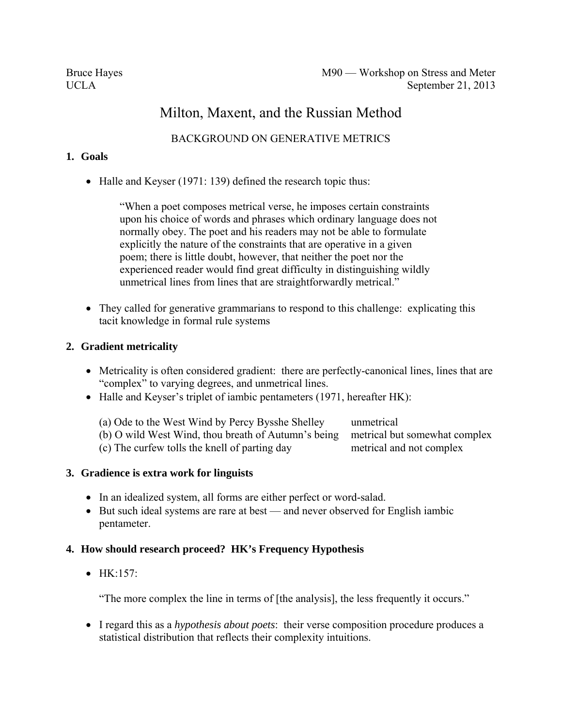Bruce Hayes
UCLA

M90 — Workshop on Stress and Meter
September 21, 2013

# Milton, Maxent, and the Russian Method

## BACKGROUND ON GENERATIVE METRICS

### 1. Goals

- Halle and Keyser (1971: 139) defined the research topic thus:

> "When a poet composes metrical verse, he imposes certain constraints upon his choice of words and phrases which ordinary language does not normally obey. The poet and his readers may not be able to formulate explicitly the nature of the constraints that are operative in a given poem; there is little doubt, however, that neither the poet nor the experienced reader would find great difficulty in distinguishing wildly unmetrical lines from lines that are straightforwardly metrical."

- They called for generative grammarians to respond to this challenge: explicating this tacit knowledge in formal rule systems

### 2. Gradient metricality

- Metricality is often considered gradient: there are perfectly-canonical lines, lines that are "complex" to varying degrees, and unmetrical lines.
- Halle and Keyser's triplet of iambic pentameters (1971, hereafter HK):

| | |
|---|---|
| (a) Ode to the West Wind by Percy Bysshe Shelley | unmetrical |
| (b) O wild West Wind, thou breath of Autumn's being | metrical but somewhat complex |
| (c) The curfew tolls the knell of parting day | metrical and not complex |

### 3. Gradience is extra work for linguists

- In an idealized system, all forms are either perfect or word-salad.
- But such ideal systems are rare at best — and never observed for English iambic pentameter.

### 4. How should research proceed? HK's Frequency Hypothesis

- HK:157:

> "The more complex the line in terms of [the analysis], the less frequently it occurs."

- I regard this as a *hypothesis about poets*: their verse composition procedure produces a statistical distribution that reflects their complexity intuitions.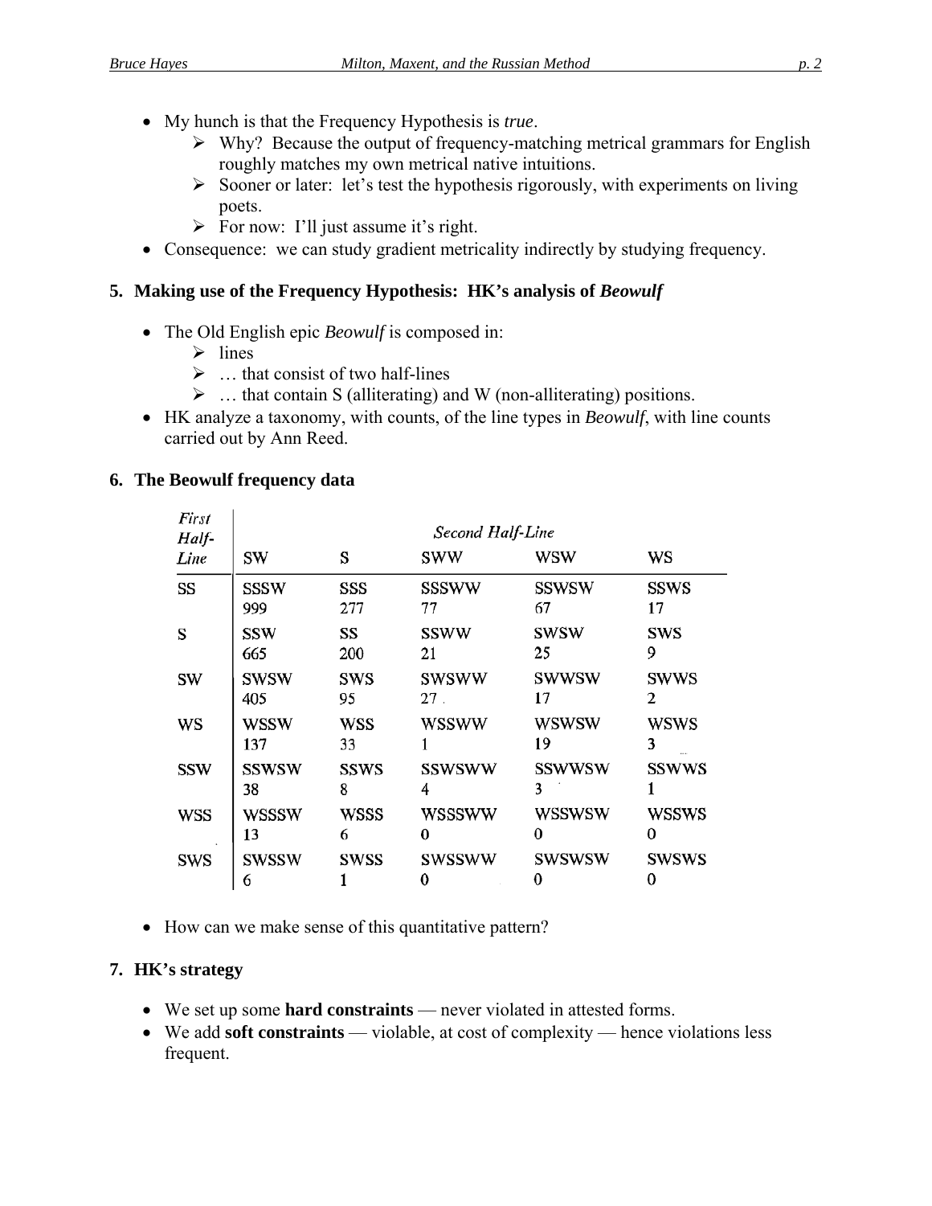- My hunch is that the Frequency Hypothesis is *true*.
  - Why? Because the output of frequency-matching metrical grammars for English roughly matches my own metrical native intuitions.
  - Sooner or later: let's test the hypothesis rigorously, with experiments on living poets.
  - For now: I'll just assume it's right.
- Consequence: we can study gradient metricality indirectly by studying frequency.

## 5. Making use of the Frequency Hypothesis: HK's analysis of *Beowulf*

- The Old English epic *Beowulf* is composed in:
  - lines
  - … that consist of two half-lines
  - … that contain S (alliterating) and W (non-alliterating) positions.
- HK analyze a taxonomy, with counts, of the line types in *Beowulf*, with line counts carried out by Ann Reed.

## 6. The Beowulf frequency data

| *First Half-Line* | *Second Half-Line* | | | | |
|---|---|---|---|---|---|
| | SW | S | SWW | WSW | WS |
| SS | SSSW 999 | SSS 277 | SSSWW 77 | SSWSW 67 | SSWS 17 |
| S | SSW 665 | SS 200 | SSWW 21 | SWSW 25 | SWS 9 |
| SW | SWSW 405 | SWS 95 | SWSWW 27 | SWWSW 17 | SWWS 2 |
| WS | WSSW 137 | WSS 33 | WSSWW 1 | WSWSW 19 | WSWS 3 |
| SSW | SSWSW 38 | SSWS 8 | SSWSWW 4 | SSWWSW 3 | SSWWS 1 |
| WSS | WSSSW 13 | WSSS 6 | WSSSWW 0 | WSSWSW 0 | WSSWS 0 |
| SWS | SWSSW 6 | SWSS 1 | SWSSWW 0 | SWSWSW 0 | SWSWS 0 |

- How can we make sense of this quantitative pattern?

## 7. HK's strategy

- We set up some **hard constraints** — never violated in attested forms.
- We add **soft constraints** — violable, at cost of complexity — hence violations less frequent.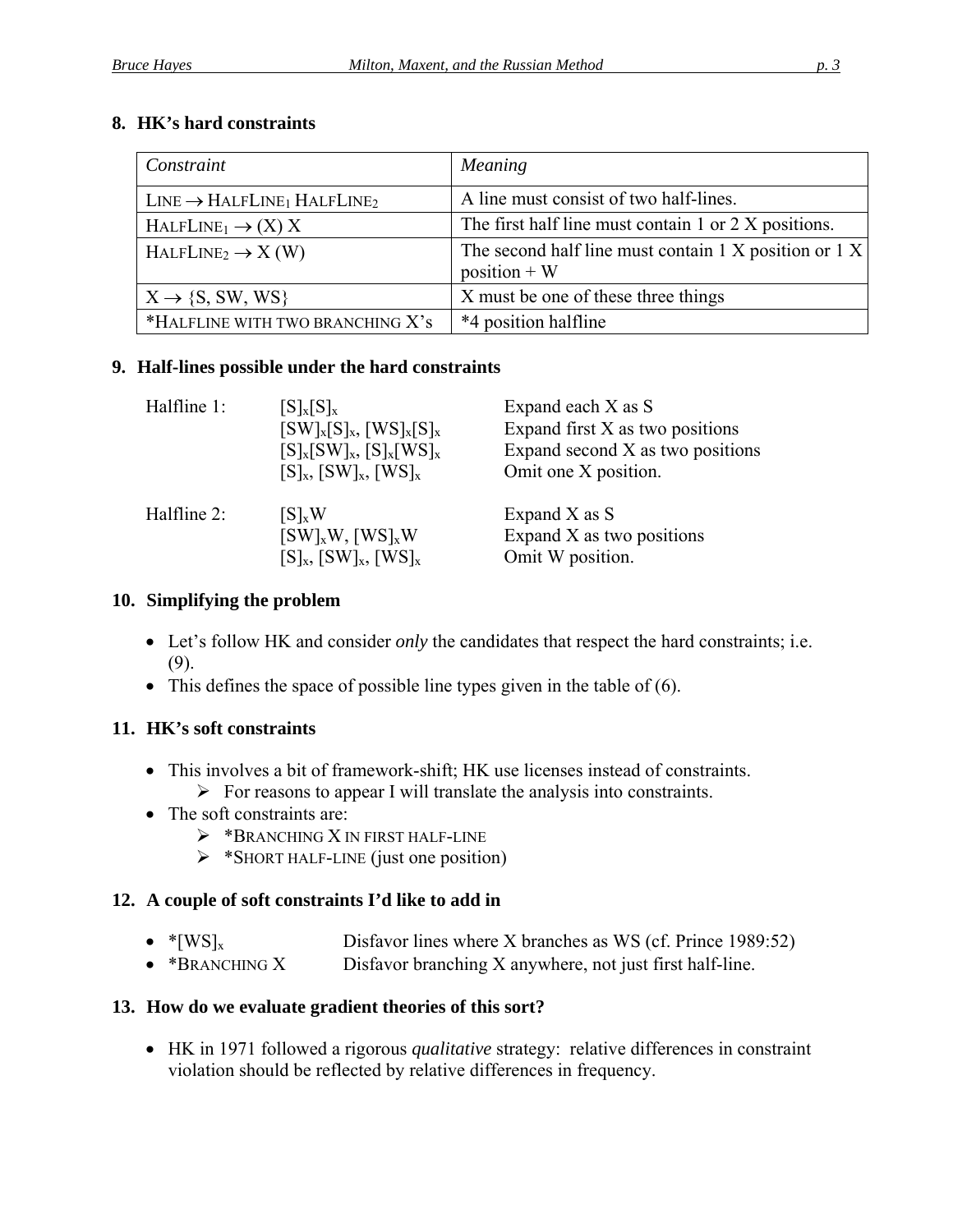## 8. HK's hard constraints

| *Constraint* | *Meaning* |
|---|---|
| LINE → HALFLINE$_1$ HALFLINE$_2$ | A line must consist of two half-lines. |
| HALFLINE$_1$ → (X) X | The first half line must contain 1 or 2 X positions. |
| HALFLINE$_2$ → X (W) | The second half line must contain 1 X position or 1 X position + W |
| X → {S, SW, WS} | X must be one of these three things |
| *HALFLINE WITH TWO BRANCHING X's | *4 position halfline |

## 9. Half-lines possible under the hard constraints

| | | |
|---|---|---|
| Halfline 1: | $[S]_x[S]_x$ | Expand each X as S |
| | $[SW]_x[S]_x$, $[WS]_x[S]_x$ | Expand first X as two positions |
| | $[S]_x[SW]_x$, $[S]_x[WS]_x$ | Expand second X as two positions |
| | $[S]_x$, $[SW]_x$, $[WS]_x$ | Omit one X position. |
| Halfline 2: | $[S]_x$W | Expand X as S |
| | $[SW]_x$W, $[WS]_x$W | Expand X as two positions |
| | $[S]_x$, $[SW]_x$, $[WS]_x$ | Omit W position. |

## 10. Simplifying the problem

- Let's follow HK and consider *only* the candidates that respect the hard constraints; i.e. (9).
- This defines the space of possible line types given in the table of (6).

## 11. HK's soft constraints

- This involves a bit of framework-shift; HK use licenses instead of constraints.
  - For reasons to appear I will translate the analysis into constraints.
- The soft constraints are:
  - *BRANCHING X IN FIRST HALF-LINE
  - *SHORT HALF-LINE (just one position)

## 12. A couple of soft constraints I'd like to add in

- *$[WS]_x$ — Disfavor lines where X branches as WS (cf. Prince 1989:52)
- *BRANCHING X — Disfavor branching X anywhere, not just first half-line.

## 13. How do we evaluate gradient theories of this sort?

- HK in 1971 followed a rigorous *qualitative* strategy: relative differences in constraint violation should be reflected by relative differences in frequency.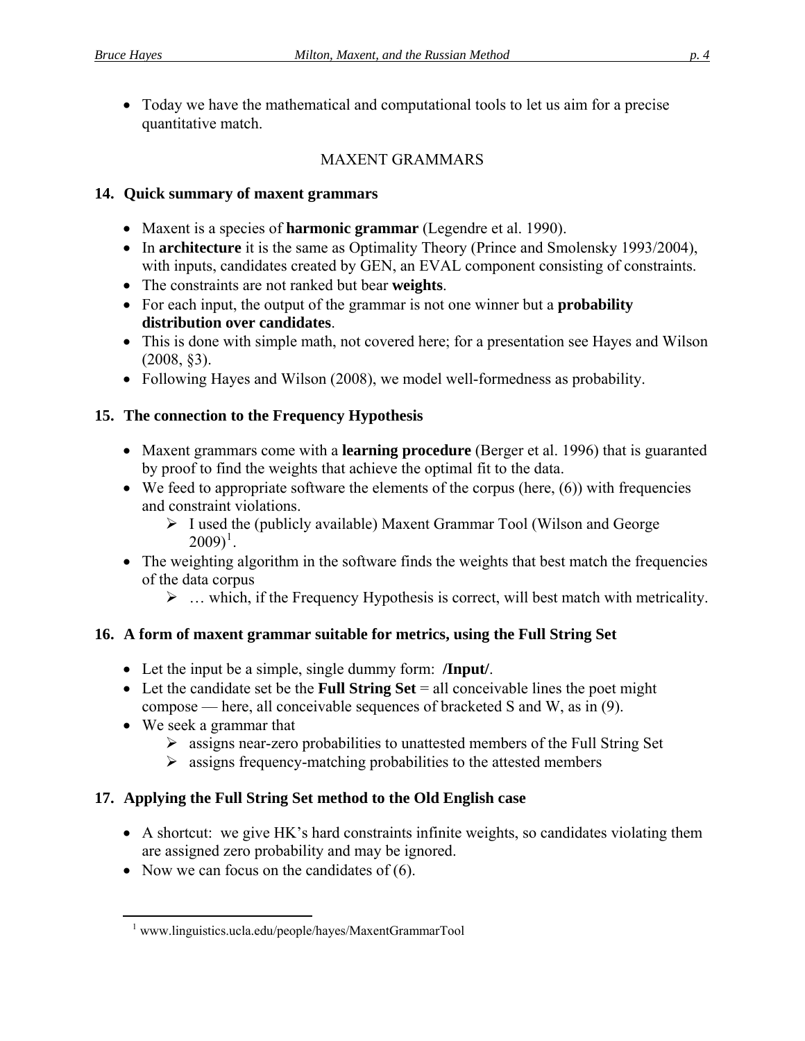- Today we have the mathematical and computational tools to let us aim for a precise quantitative match.

## MAXENT GRAMMARS

### 14. Quick summary of maxent grammars

- Maxent is a species of **harmonic grammar** (Legendre et al. 1990).
- In **architecture** it is the same as Optimality Theory (Prince and Smolensky 1993/2004), with inputs, candidates created by GEN, an EVAL component consisting of constraints.
- The constraints are not ranked but bear **weights**.
- For each input, the output of the grammar is not one winner but a **probability distribution over candidates**.
- This is done with simple math, not covered here; for a presentation see Hayes and Wilson (2008, §3).
- Following Hayes and Wilson (2008), we model well-formedness as probability.

### 15. The connection to the Frequency Hypothesis

- Maxent grammars come with a **learning procedure** (Berger et al. 1996) that is guaranted by proof to find the weights that achieve the optimal fit to the data.
- We feed to appropriate software the elements of the corpus (here, (6)) with frequencies and constraint violations.
  - I used the (publicly available) Maxent Grammar Tool (Wilson and George 2009)[1].
- The weighting algorithm in the software finds the weights that best match the frequencies of the data corpus
  - … which, if the Frequency Hypothesis is correct, will best match with metricality.

### 16. A form of maxent grammar suitable for metrics, using the Full String Set

- Let the input be a simple, single dummy form: **/Input/**.
- Let the candidate set be the **Full String Set** = all conceivable lines the poet might compose — here, all conceivable sequences of bracketed S and W, as in (9).
- We seek a grammar that
  - assigns near-zero probabilities to unattested members of the Full String Set
  - assigns frequency-matching probabilities to the attested members

### 17. Applying the Full String Set method to the Old English case

- A shortcut: we give HK's hard constraints infinite weights, so candidates violating them are assigned zero probability and may be ignored.
- Now we can focus on the candidates of (6).

[1] www.linguistics.ucla.edu/people/hayes/MaxentGrammarTool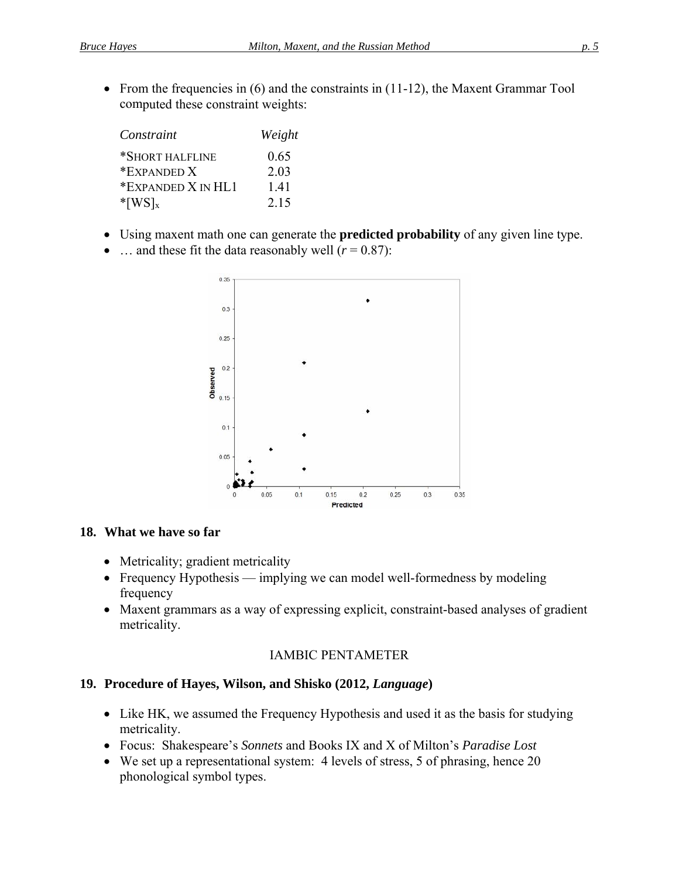- From the frequencies in (6) and the constraints in (11-12), the Maxent Grammar Tool computed these constraint weights:

| *Constraint* | *Weight* |
|---|---|
| *SHORT HALFLINE | 0.65 |
| *EXPANDED X | 2.03 |
| *EXPANDED X IN HL1 | 1.41 |
| $*[WS]_x$ | 2.15 |

- Using maxent math one can generate the **predicted probability** of any given line type.
- … and these fit the data reasonably well ($r = 0.87$):

## 18. What we have so far

- Metricality; gradient metricality
- Frequency Hypothesis — implying we can model well-formedness by modeling frequency
- Maxent grammars as a way of expressing explicit, constraint-based analyses of gradient metricality.

IAMBIC PENTAMETER

## 19. Procedure of Hayes, Wilson, and Shisko (2012, *Language*)

- Like HK, we assumed the Frequency Hypothesis and used it as the basis for studying metricality.
- Focus: Shakespeare's *Sonnets* and Books IX and X of Milton's *Paradise Lost*
- We set up a representational system: 4 levels of stress, 5 of phrasing, hence 20 phonological symbol types.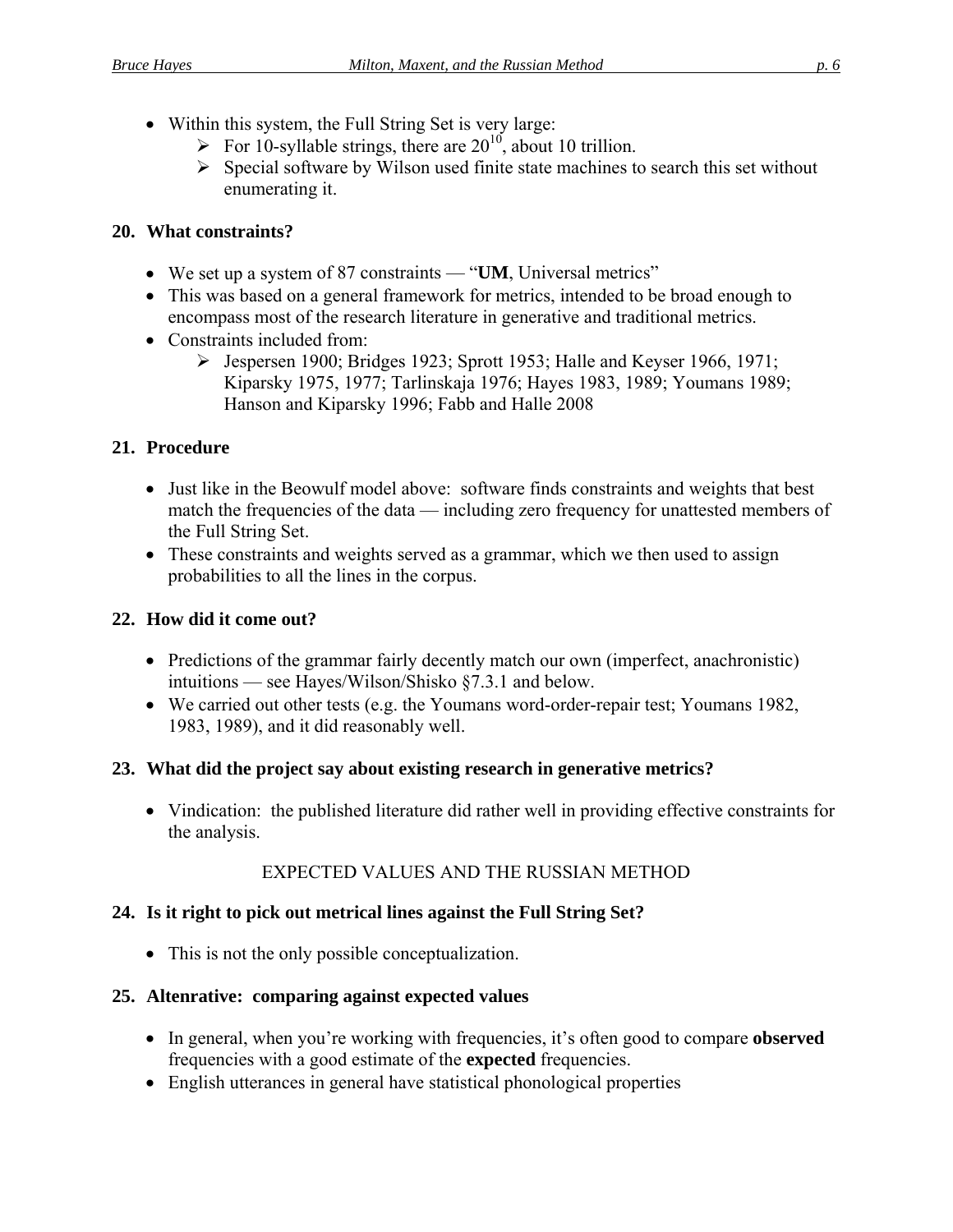- Within this system, the Full String Set is very large:
  - For 10-syllable strings, there are $20^{10}$, about 10 trillion.
  - Special software by Wilson used finite state machines to search this set without enumerating it.

## 20. What constraints?

- We set up a system of 87 constraints — "**UM**, Universal metrics"
- This was based on a general framework for metrics, intended to be broad enough to encompass most of the research literature in generative and traditional metrics.
- Constraints included from:
  - Jespersen 1900; Bridges 1923; Sprott 1953; Halle and Keyser 1966, 1971; Kiparsky 1975, 1977; Tarlinskaja 1976; Hayes 1983, 1989; Youmans 1989; Hanson and Kiparsky 1996; Fabb and Halle 2008

## 21. Procedure

- Just like in the Beowulf model above: software finds constraints and weights that best match the frequencies of the data — including zero frequency for unattested members of the Full String Set.
- These constraints and weights served as a grammar, which we then used to assign probabilities to all the lines in the corpus.

## 22. How did it come out?

- Predictions of the grammar fairly decently match our own (imperfect, anachronistic) intuitions — see Hayes/Wilson/Shisko §7.3.1 and below.
- We carried out other tests (e.g. the Youmans word-order-repair test; Youmans 1982, 1983, 1989), and it did reasonably well.

## 23. What did the project say about existing research in generative metrics?

- Vindication: the published literature did rather well in providing effective constraints for the analysis.

EXPECTED VALUES AND THE RUSSIAN METHOD

## 24. Is it right to pick out metrical lines against the Full String Set?

- This is not the only possible conceptualization.

## 25. Altenrative: comparing against expected values

- In general, when you're working with frequencies, it's often good to compare **observed** frequencies with a good estimate of the **expected** frequencies.
- English utterances in general have statistical phonological properties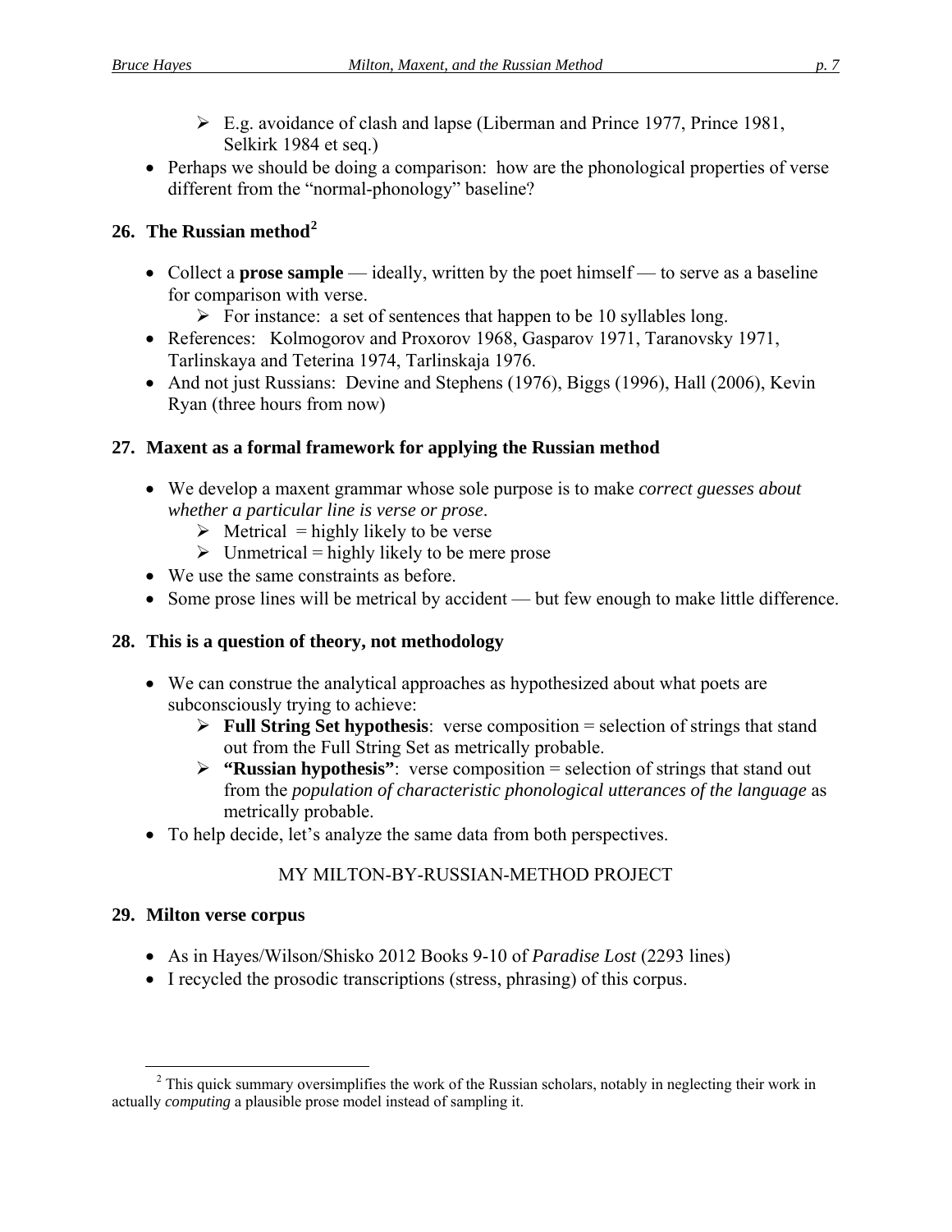- E.g. avoidance of clash and lapse (Liberman and Prince 1977, Prince 1981, Selkirk 1984 et seq.)
- Perhaps we should be doing a comparison: how are the phonological properties of verse different from the "normal-phonology" baseline?

## 26. The Russian method[2]

- Collect a **prose sample** — ideally, written by the poet himself — to serve as a baseline for comparison with verse.
  - For instance: a set of sentences that happen to be 10 syllables long.
- References: Kolmogorov and Proxorov 1968, Gasparov 1971, Taranovsky 1971, Tarlinskaya and Teterina 1974, Tarlinskaja 1976.
- And not just Russians: Devine and Stephens (1976), Biggs (1996), Hall (2006), Kevin Ryan (three hours from now)

## 27. Maxent as a formal framework for applying the Russian method

- We develop a maxent grammar whose sole purpose is to make *correct guesses about whether a particular line is verse or prose*.
  - Metrical = highly likely to be verse
  - Unmetrical = highly likely to be mere prose
- We use the same constraints as before.
- Some prose lines will be metrical by accident — but few enough to make little difference.

## 28. This is a question of theory, not methodology

- We can construe the analytical approaches as hypothesized about what poets are subconsciously trying to achieve:
  - **Full String Set hypothesis**: verse composition = selection of strings that stand out from the Full String Set as metrically probable.
  - **"Russian hypothesis"**: verse composition = selection of strings that stand out from the *population of characteristic phonological utterances of the language* as metrically probable.
- To help decide, let's analyze the same data from both perspectives.

MY MILTON-BY-RUSSIAN-METHOD PROJECT

## 29. Milton verse corpus

- As in Hayes/Wilson/Shisko 2012 Books 9-10 of *Paradise Lost* (2293 lines)
- I recycled the prosodic transcriptions (stress, phrasing) of this corpus.

[2] This quick summary oversimplifies the work of the Russian scholars, notably in neglecting their work in actually *computing* a plausible prose model instead of sampling it.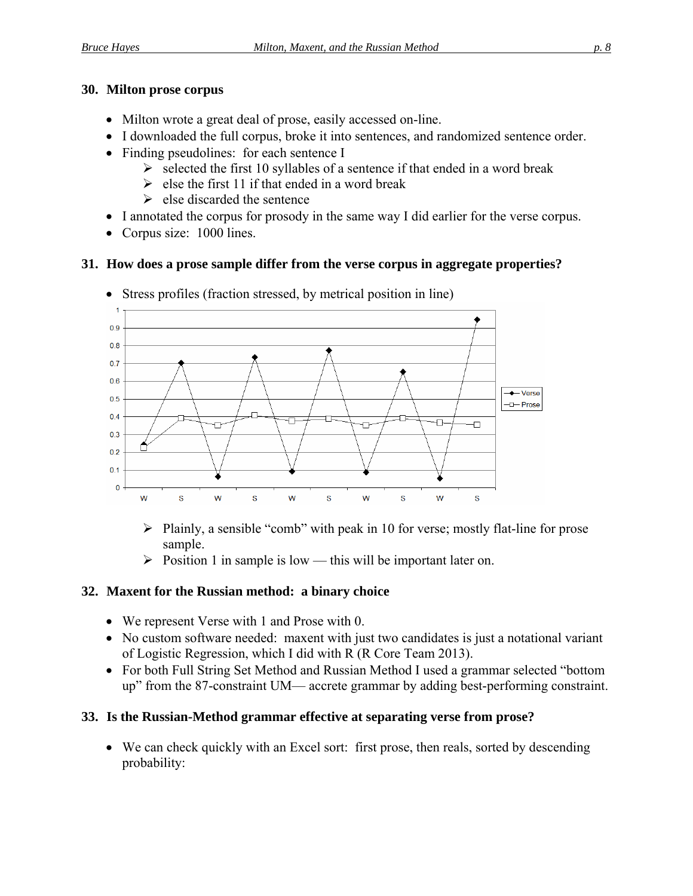## 30. Milton prose corpus

- Milton wrote a great deal of prose, easily accessed on-line.
- I downloaded the full corpus, broke it into sentences, and randomized sentence order.
- Finding pseudolines: for each sentence I
  - selected the first 10 syllables of a sentence if that ended in a word break
  - else the first 11 if that ended in a word break
  - else discarded the sentence
- I annotated the corpus for prosody in the same way I did earlier for the verse corpus.
- Corpus size: 1000 lines.

## 31. How does a prose sample differ from the verse corpus in aggregate properties?

- Stress profiles (fraction stressed, by metrical position in line)

  - Plainly, a sensible "comb" with peak in 10 for verse; mostly flat-line for prose sample.
  - Position 1 in sample is low — this will be important later on.

## 32. Maxent for the Russian method: a binary choice

- We represent Verse with 1 and Prose with 0.
- No custom software needed: maxent with just two candidates is just a notational variant of Logistic Regression, which I did with R (R Core Team 2013).
- For both Full String Set Method and Russian Method I used a grammar selected "bottom up" from the 87-constraint UM— accrete grammar by adding best-performing constraint.

## 33. Is the Russian-Method grammar effective at separating verse from prose?

- We can check quickly with an Excel sort: first prose, then reals, sorted by descending probability: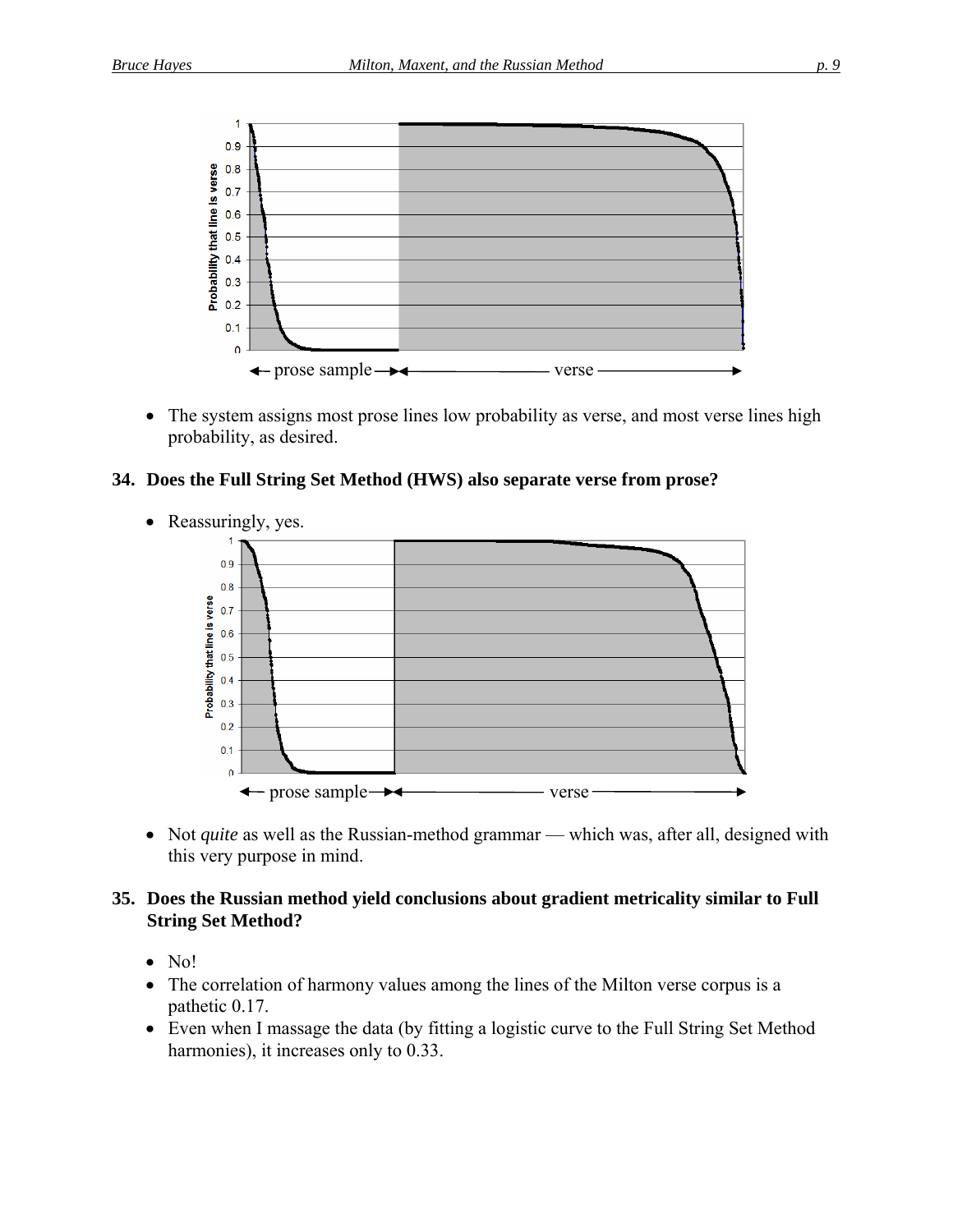- The system assigns most prose lines low probability as verse, and most verse lines high probability, as desired.

**34. Does the Full String Set Method (HWS) also separate verse from prose?**

- Reassuringly, yes.

- Not *quite* as well as the Russian-method grammar — which was, after all, designed with this very purpose in mind.

**35. Does the Russian method yield conclusions about gradient metricality similar to Full String Set Method?**

- No!
- The correlation of harmony values among the lines of the Milton verse corpus is a pathetic 0.17.
- Even when I massage the data (by fitting a logistic curve to the Full String Set Method harmonies), it increases only to 0.33.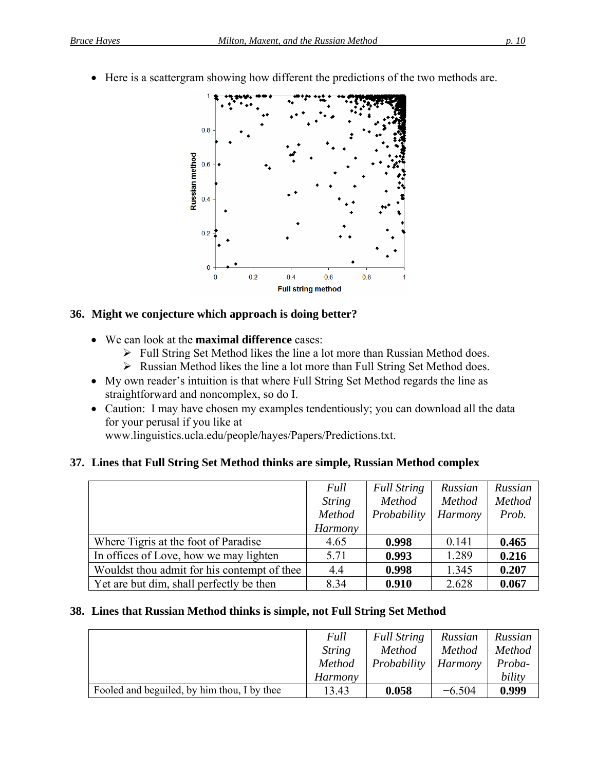- Here is a scattergram showing how different the predictions of the two methods are.

## 36. Might we conjecture which approach is doing better?

- We can look at the **maximal difference** cases:
  - Full String Set Method likes the line a lot more than Russian Method does.
  - Russian Method likes the line a lot more than Full String Set Method does.
- My own reader's intuition is that where Full String Set Method regards the line as straightforward and noncomplex, so do I.
- Caution: I may have chosen my examples tendentiously; you can download all the data for your perusal if you like at www.linguistics.ucla.edu/people/hayes/Papers/Predictions.txt.

## 37. Lines that Full String Set Method thinks are simple, Russian Method complex

| | *Full String Method Harmony* | *Full String Method Probability* | *Russian Method Harmony* | *Russian Method Prob.* |
|---|---|---|---|---|
| Where Tigris at the foot of Paradise | 4.65 | **0.998** | 0.141 | **0.465** |
| In offices of Love, how we may lighten | 5.71 | **0.993** | 1.289 | **0.216** |
| Wouldst thou admit for his contempt of thee | 4.4 | **0.998** | 1.345 | **0.207** |
| Yet are but dim, shall perfectly be then | 8.34 | **0.910** | 2.628 | **0.067** |

## 38. Lines that Russian Method thinks is simple, not Full String Set Method

| | *Full String Method Harmony* | *Full String Method Probability* | *Russian Method Harmony* | *Russian Method Probability* |
|---|---|---|---|---|
| Fooled and beguiled, by him thou, I by thee | 13.43 | **0.058** | −6.504 | **0.999** |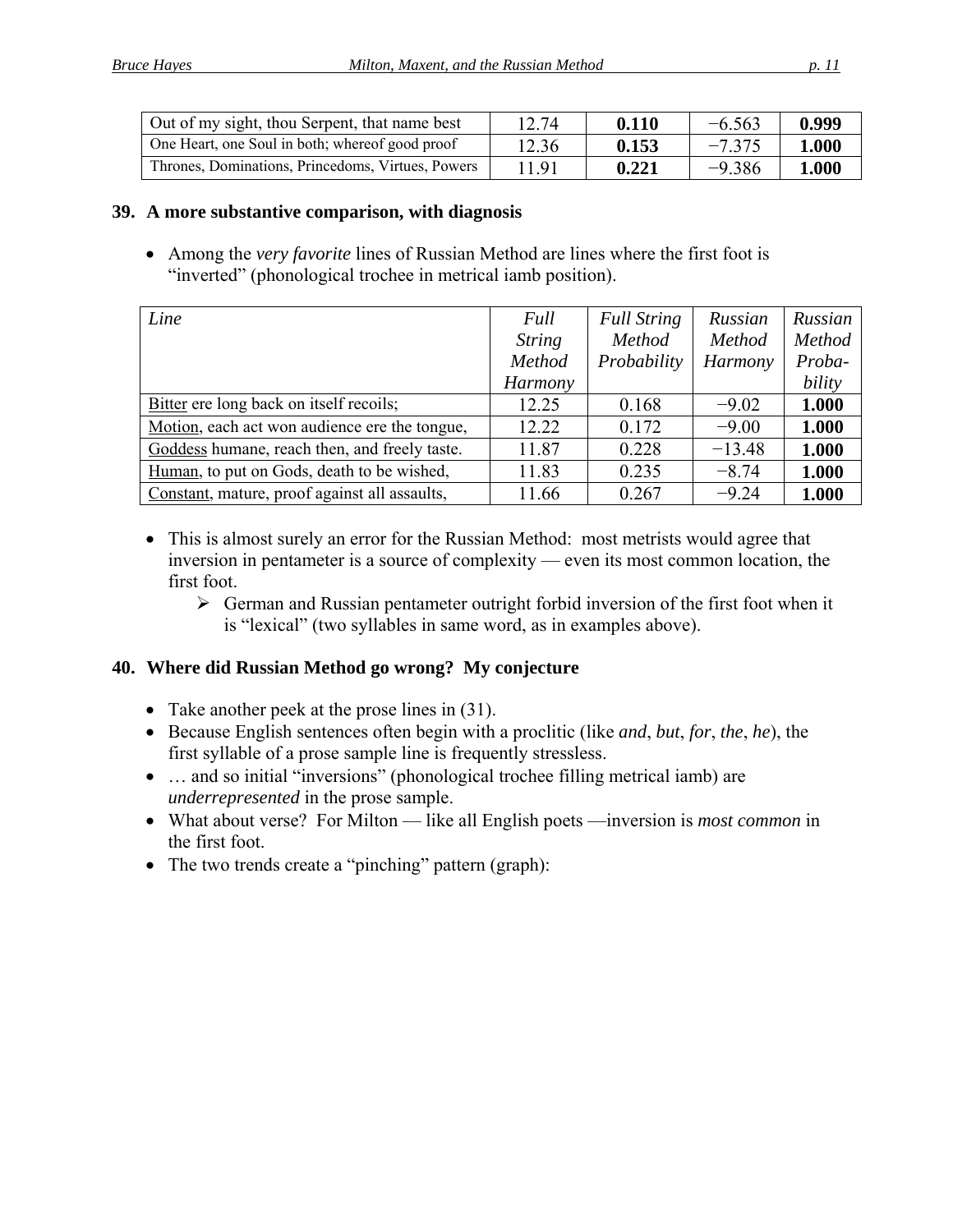| Out of my sight, thou Serpent, that name best | 12.74 | **0.110** | −6.563 | **0.999** |
|---|---|---|---|---|
| One Heart, one Soul in both; whereof good proof | 12.36 | **0.153** | −7.375 | **1.000** |
| Thrones, Dominations, Princedoms, Virtues, Powers | 11.91 | **0.221** | −9.386 | **1.000** |

## 39. A more substantive comparison, with diagnosis

- Among the *very favorite* lines of Russian Method are lines where the first foot is "inverted" (phonological trochee in metrical iamb position).

| *Line* | *Full String Method Harmony* | *Full String Method Probability* | *Russian Method Harmony* | *Russian Method Proba-bility* |
|---|---|---|---|---|
| Bitter ere long back on itself recoils; | 12.25 | 0.168 | −9.02 | **1.000** |
| Motion, each act won audience ere the tongue, | 12.22 | 0.172 | −9.00 | **1.000** |
| Goddess humane, reach then, and freely taste. | 11.87 | 0.228 | −13.48 | **1.000** |
| Human, to put on Gods, death to be wished, | 11.83 | 0.235 | −8.74 | **1.000** |
| Constant, mature, proof against all assaults, | 11.66 | 0.267 | −9.24 | **1.000** |

- This is almost surely an error for the Russian Method: most metrists would agree that inversion in pentameter is a source of complexity — even its most common location, the first foot.
  - German and Russian pentameter outright forbid inversion of the first foot when it is "lexical" (two syllables in same word, as in examples above).

## 40. Where did Russian Method go wrong? My conjecture

- Take another peek at the prose lines in (31).
- Because English sentences often begin with a proclitic (like *and*, *but*, *for*, *the*, *he*), the first syllable of a prose sample line is frequently stressless.
- … and so initial "inversions" (phonological trochee filling metrical iamb) are *underrepresented* in the prose sample.
- What about verse? For Milton — like all English poets —inversion is *most common* in the first foot.
- The two trends create a "pinching" pattern (graph):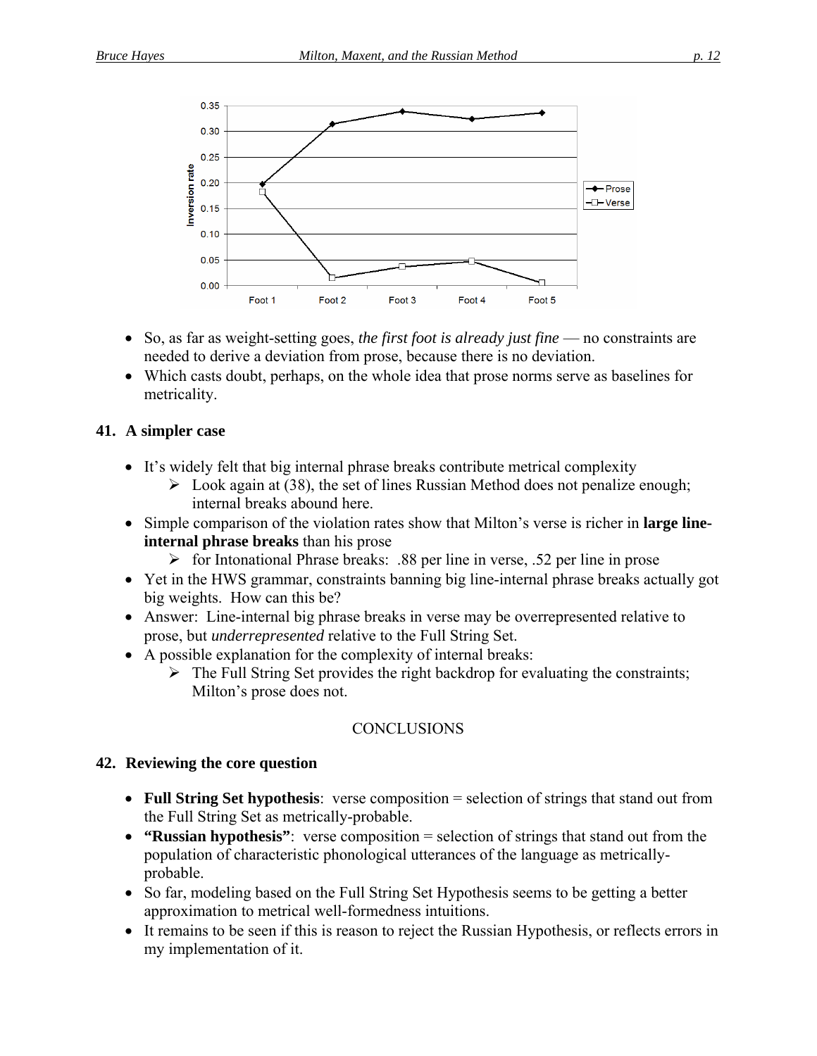- So, as far as weight-setting goes, *the first foot is already just fine* — no constraints are needed to derive a deviation from prose, because there is no deviation.
- Which casts doubt, perhaps, on the whole idea that prose norms serve as baselines for metricality.

## 41. A simpler case

- It's widely felt that big internal phrase breaks contribute metrical complexity
  - ➢ Look again at (38), the set of lines Russian Method does not penalize enough; internal breaks abound here.
- Simple comparison of the violation rates show that Milton's verse is richer in **large line-internal phrase breaks** than his prose
  - ➢ for Intonational Phrase breaks: .88 per line in verse, .52 per line in prose
- Yet in the HWS grammar, constraints banning big line-internal phrase breaks actually got big weights. How can this be?
- Answer: Line-internal big phrase breaks in verse may be overrepresented relative to prose, but *underrepresented* relative to the Full String Set.
- A possible explanation for the complexity of internal breaks:
  - ➢ The Full String Set provides the right backdrop for evaluating the constraints; Milton's prose does not.

CONCLUSIONS

## 42. Reviewing the core question

- **Full String Set hypothesis**: verse composition = selection of strings that stand out from the Full String Set as metrically-probable.
- **"Russian hypothesis"**: verse composition = selection of strings that stand out from the population of characteristic phonological utterances of the language as metrically-probable.
- So far, modeling based on the Full String Set Hypothesis seems to be getting a better approximation to metrical well-formedness intuitions.
- It remains to be seen if this is reason to reject the Russian Hypothesis, or reflects errors in my implementation of it.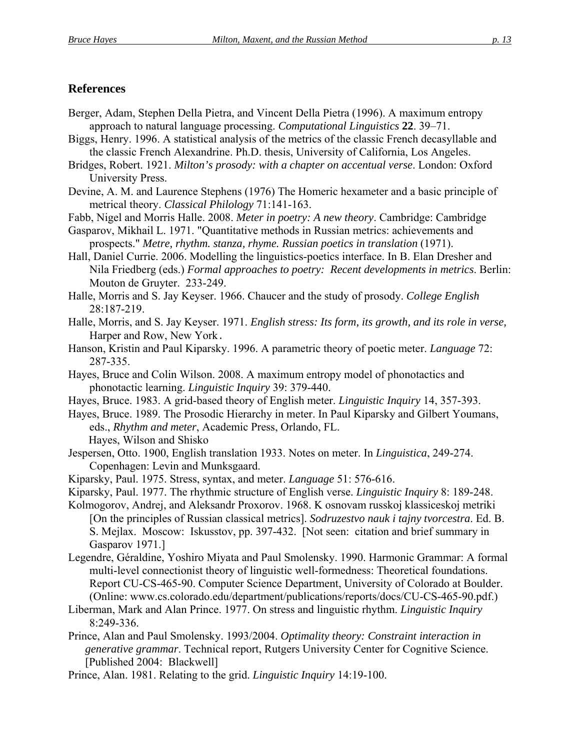## References

Berger, Adam, Stephen Della Pietra, and Vincent Della Pietra (1996). A maximum entropy approach to natural language processing. *Computational Linguistics* **22**. 39–71.

Biggs, Henry. 1996. A statistical analysis of the metrics of the classic French decasyllable and the classic French Alexandrine. Ph.D. thesis, University of California, Los Angeles.

Bridges, Robert. 1921. *Milton's prosody: with a chapter on accentual verse*. London: Oxford University Press.

Devine, A. M. and Laurence Stephens (1976) The Homeric hexameter and a basic principle of metrical theory. *Classical Philology* 71:141-163.

Fabb, Nigel and Morris Halle. 2008. *Meter in poetry: A new theory*. Cambridge: Cambridge

Gasparov, Mikhail L. 1971. "Quantitative methods in Russian metrics: achievements and prospects." *Metre, rhythm. stanza, rhyme. Russian poetics in translation* (1971).

Hall, Daniel Currie. 2006. Modelling the linguistics-poetics interface. In B. Elan Dresher and Nila Friedberg (eds.) *Formal approaches to poetry: Recent developments in metrics*. Berlin: Mouton de Gruyter. 233-249.

Halle, Morris and S. Jay Keyser. 1966. Chaucer and the study of prosody. *College English* 28:187-219.

Halle, Morris, and S. Jay Keyser. 1971. *English stress: Its form, its growth, and its role in verse,* Harper and Row, New York.

Hanson, Kristin and Paul Kiparsky. 1996. A parametric theory of poetic meter. *Language* 72: 287-335.

Hayes, Bruce and Colin Wilson. 2008. A maximum entropy model of phonotactics and phonotactic learning. *Linguistic Inquiry* 39: 379-440.

Hayes, Bruce. 1983. A grid-based theory of English meter. *Linguistic Inquiry* 14, 357-393.

Hayes, Bruce. 1989. The Prosodic Hierarchy in meter. In Paul Kiparsky and Gilbert Youmans, eds., *Rhythm and meter*, Academic Press, Orlando, FL.
Hayes, Wilson and Shisko

Jespersen, Otto. 1900, English translation 1933. Notes on meter. In *Linguistica*, 249-274. Copenhagen: Levin and Munksgaard.

Kiparsky, Paul. 1975. Stress, syntax, and meter. *Language* 51: 576-616.

Kiparsky, Paul. 1977. The rhythmic structure of English verse. *Linguistic Inquiry* 8: 189-248.

Kolmogorov, Andrej, and Aleksandr Proxorov. 1968. K osnovam russkoj klassiceskoj metriki [On the principles of Russian classical metrics]. *Sodruzestvo nauk i tajny tvorcestra.* Ed. B. S. Mejlax. Moscow: Iskusstov, pp. 397-432. [Not seen: citation and brief summary in Gasparov 1971.]

Legendre, Géraldine, Yoshiro Miyata and Paul Smolensky. 1990. Harmonic Grammar: A formal multi-level connectionist theory of linguistic well-formedness: Theoretical foundations. Report CU-CS-465-90. Computer Science Department, University of Colorado at Boulder. (Online: www.cs.colorado.edu/department/publications/reports/docs/CU-CS-465-90.pdf.)

Liberman, Mark and Alan Prince. 1977. On stress and linguistic rhythm. *Linguistic Inquiry* 8:249-336.

Prince, Alan and Paul Smolensky. 1993/2004. *Optimality theory: Constraint interaction in generative grammar*. Technical report, Rutgers University Center for Cognitive Science. [Published 2004: Blackwell]

Prince, Alan. 1981. Relating to the grid. *Linguistic Inquiry* 14:19-100.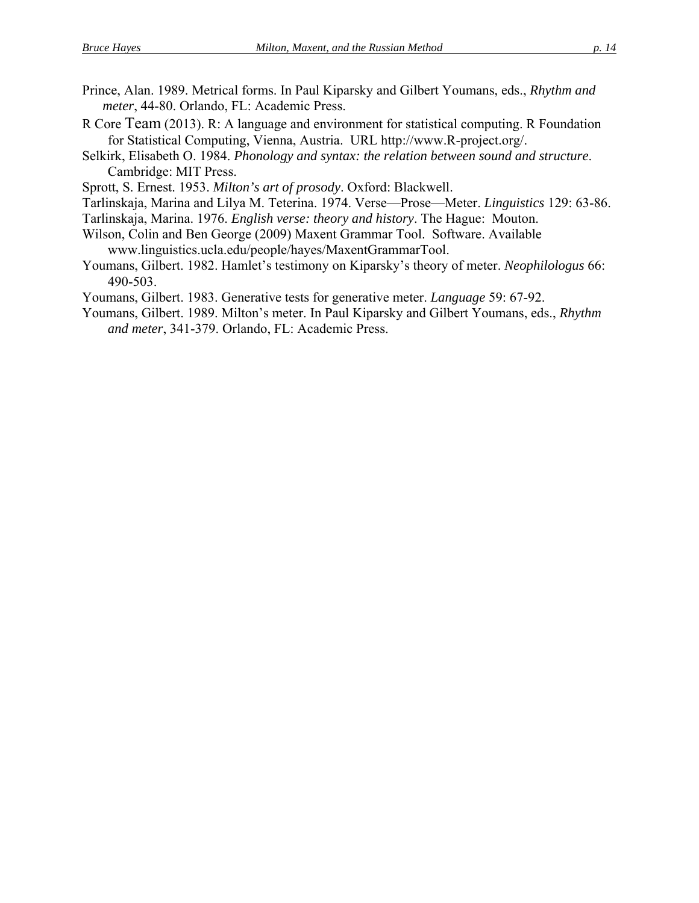Prince, Alan. 1989. Metrical forms. In Paul Kiparsky and Gilbert Youmans, eds., *Rhythm and meter*, 44-80. Orlando, FL: Academic Press.

R Core Team (2013). R: A language and environment for statistical computing. R Foundation for Statistical Computing, Vienna, Austria. URL http://www.R-project.org/.

Selkirk, Elisabeth O. 1984. *Phonology and syntax: the relation between sound and structure*. Cambridge: MIT Press.

Sprott, S. Ernest. 1953. *Milton's art of prosody*. Oxford: Blackwell.

Tarlinskaja, Marina and Lilya M. Teterina. 1974. Verse—Prose—Meter. *Linguistics* 129: 63-86.

Tarlinskaja, Marina. 1976. *English verse: theory and history*. The Hague: Mouton.

Wilson, Colin and Ben George (2009) Maxent Grammar Tool. Software. Available www.linguistics.ucla.edu/people/hayes/MaxentGrammarTool.

Youmans, Gilbert. 1982. Hamlet's testimony on Kiparsky's theory of meter. *Neophilologus* 66: 490-503.

Youmans, Gilbert. 1983. Generative tests for generative meter. *Language* 59: 67-92.

Youmans, Gilbert. 1989. Milton's meter. In Paul Kiparsky and Gilbert Youmans, eds., *Rhythm and meter*, 341-379. Orlando, FL: Academic Press.